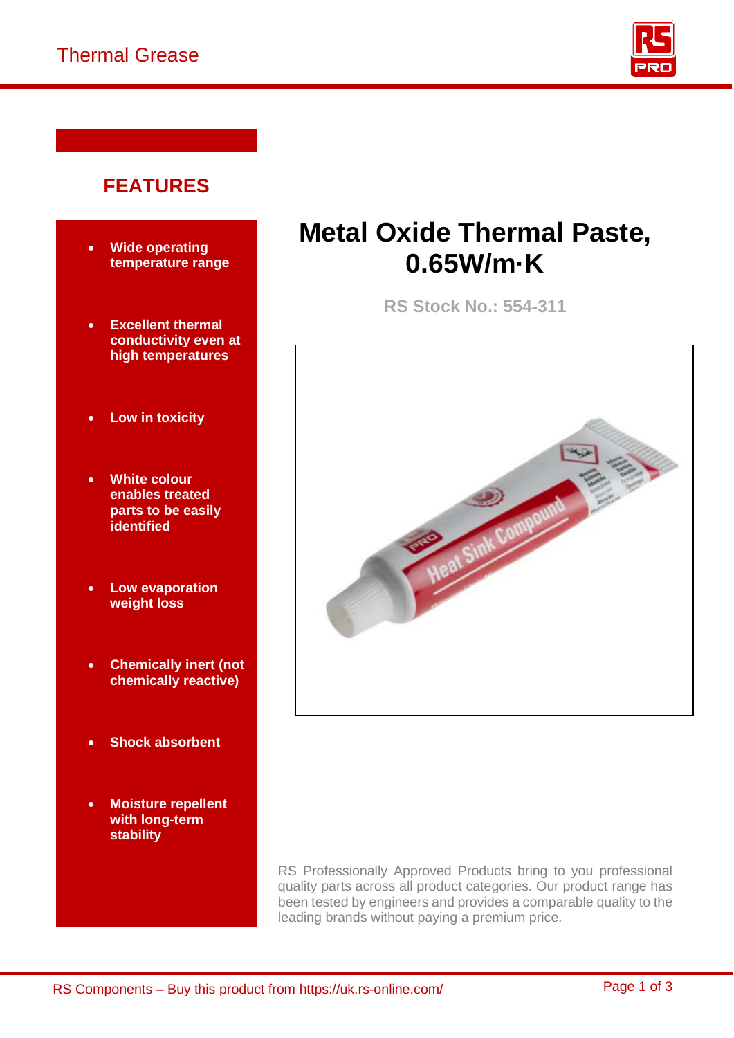## FEATURES

- Wide operating temperature range
- Excellent thermal conductivity even at high temperatures
- Low in toxicity
- White colour enables treated parts to be easily identified
- Low evaporation weight loss
- Chemically inert (not chemically reactive)
- Shock absorbent
- Moisture repellent with long-term stability

# Metal Oxide Thermal Paste, 0.65W/m·K

**RS Stock No.: 554-311**

RS Professionally Approved Products bring to you professional quality parts across all product categories. Our product range has been tested by engineers and provides a comparable quality to the leading brands without paying a premium price.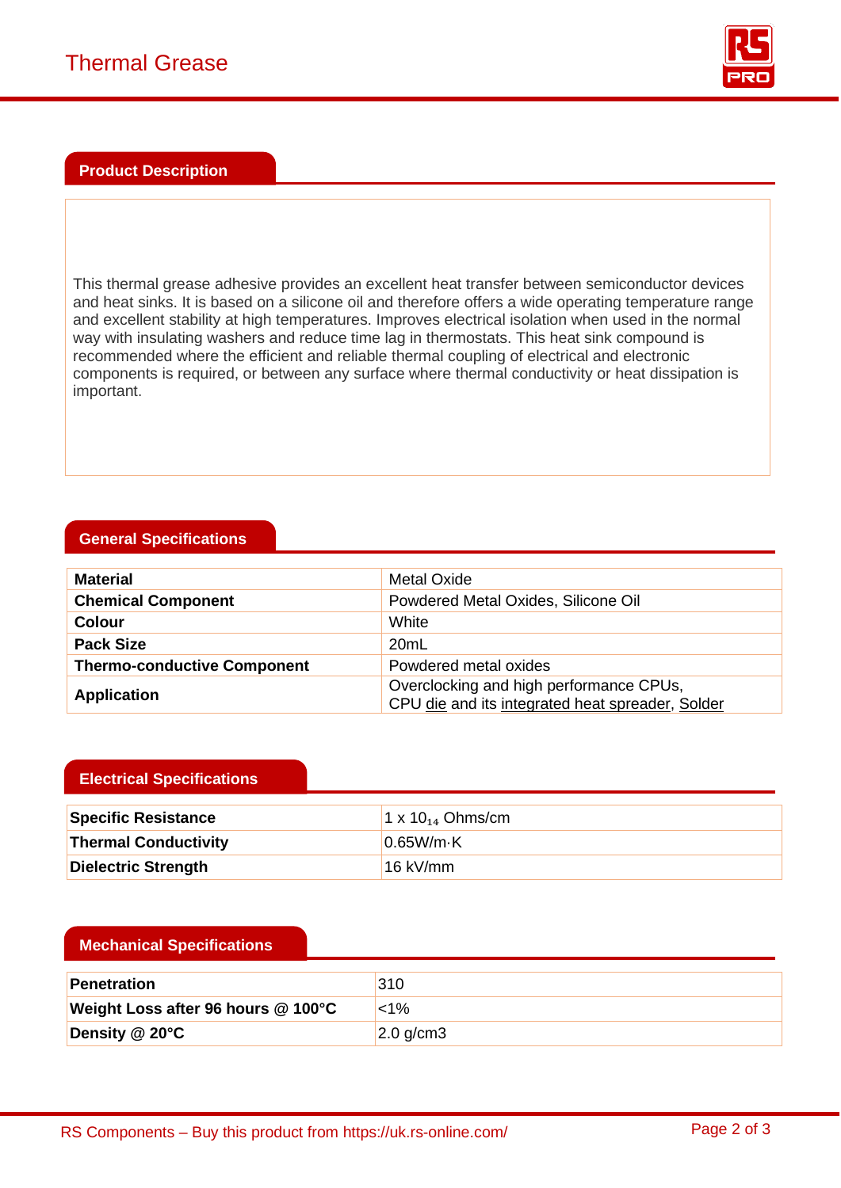## Product Description

This thermal grease adhesive provides an excellent heat transfer between semiconductor devices and heat sinks. It is based on a silicone oil and therefore offers a wide operating temperature range and excellent stability at high temperatures. Improves electrical isolation when used in the normal way with insulating washers and reduce time lag in thermostats. This heat sink compound is recommended where the efficient and reliable thermal coupling of electrical and electronic components is required, or between any surface where thermal conductivity or heat dissipation is important.

## General Specifications

| | |
|---|---|
| **Material** | Metal Oxide |
| **Chemical Component** | Powdered Metal Oxides, Silicone Oil |
| **Colour** | White |
| **Pack Size** | 20mL |
| **Thermo-conductive Component** | Powdered metal oxides |
| **Application** | Overclocking and high performance CPUs, CPU die and its integrated heat spreader, Solder |

## Electrical Specifications

| | |
|---|---|
| **Specific Resistance** | 1 x $10_{14}$ Ohms/cm |
| **Thermal Conductivity** | 0.65W/m·K |
| **Dielectric Strength** | 16 kV/mm |

## Mechanical Specifications

| | |
|---|---|
| **Penetration** | 310 |
| **Weight Loss after 96 hours @ 100°C** | <1% |
| **Density @ 20°C** | 2.0 g/cm3 |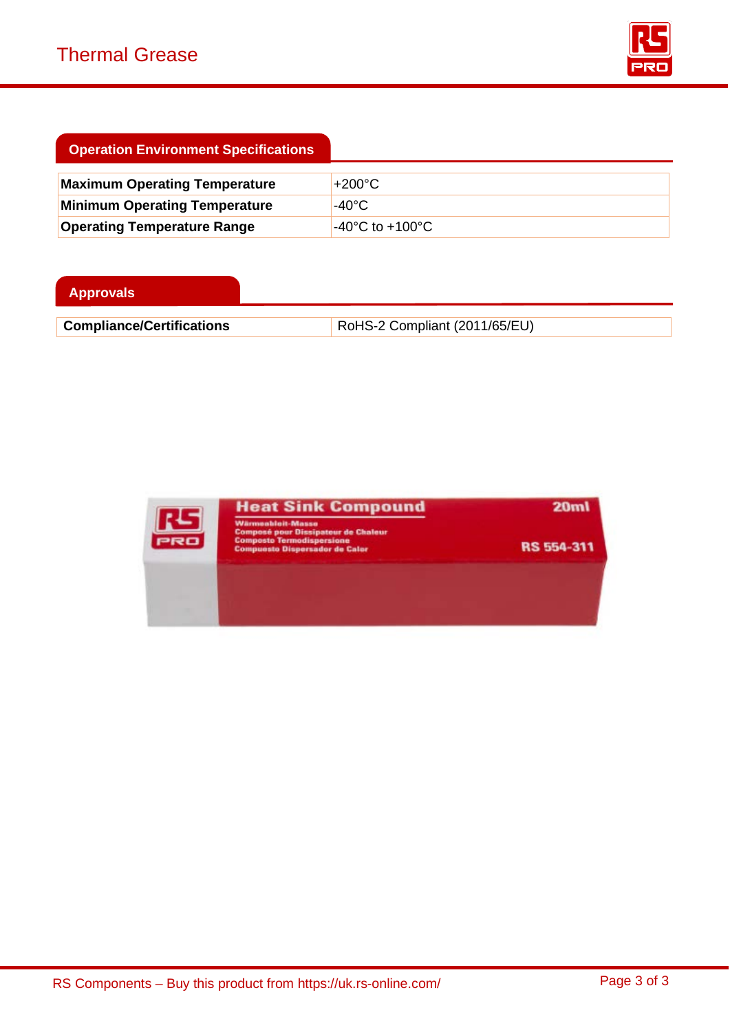## Operation Environment Specifications

| | |
|---|---|
| **Maximum Operating Temperature** | +200°C |
| **Minimum Operating Temperature** | -40°C |
| **Operating Temperature Range** | -40°C to +100°C |

## Approvals

| | |
|---|---|
| **Compliance/Certifications** | RoHS-2 Compliant (2011/65/EU) |

RS Components – Buy this product from https://uk.rs-online.com/